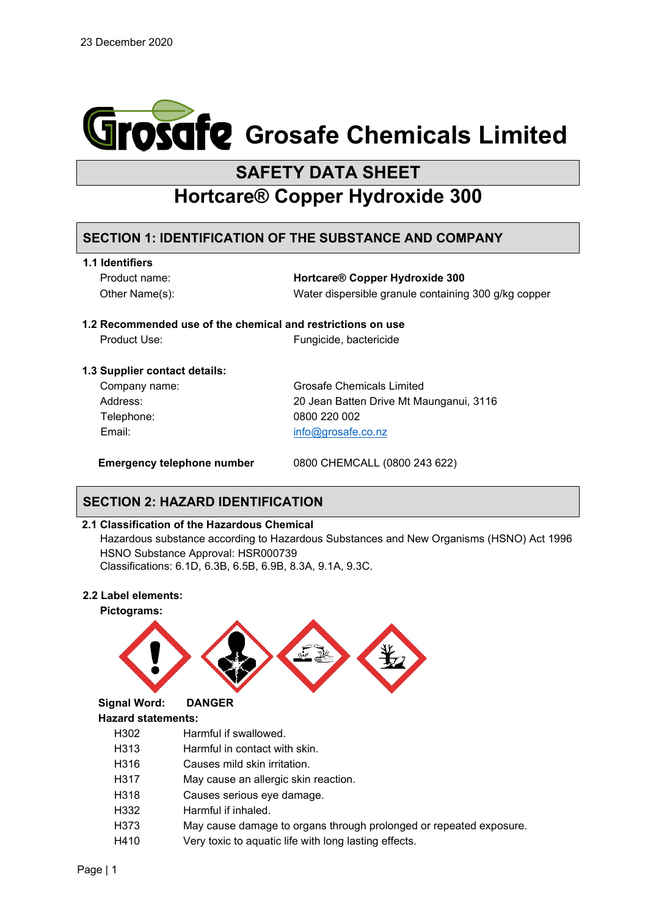23 December 2020

# Grosafe Chemicals Limited

## SAFETY DATA SHEET

## Hortcare® Copper Hydroxide 300

## SECTION 1: IDENTIFICATION OF THE SUBSTANCE AND COMPANY

### 1.1 Identifiers

| | |
|---|---|
| Product name: | **Hortcare® Copper Hydroxide 300** |
| Other Name(s): | Water dispersible granule containing 300 g/kg copper |

### 1.2 Recommended use of the chemical and restrictions on use

| | |
|---|---|
| Product Use: | Fungicide, bactericide |

### 1.3 Supplier contact details:

| | |
|---|---|
| Company name: | Grosafe Chemicals Limited |
| Address: | 20 Jean Batten Drive Mt Maunganui, 3116 |
| Telephone: | 0800 220 002 |
| Email: | info@grosafe.co.nz |

**Emergency telephone number** 0800 CHEMCALL (0800 243 622)

## SECTION 2: HAZARD IDENTIFICATION

### 2.1 Classification of the Hazardous Chemical

Hazardous substance according to Hazardous Substances and New Organisms (HSNO) Act 1996
HSNO Substance Approval: HSR000739
Classifications: 6.1D, 6.3B, 6.5B, 6.9B, 8.3A, 9.1A, 9.3C.

### 2.2 Label elements:

**Pictograms:**

**Signal Word:** **DANGER**

**Hazard statements:**

| | |
|---|---|
| H302 | Harmful if swallowed. |
| H313 | Harmful in contact with skin. |
| H316 | Causes mild skin irritation. |
| H317 | May cause an allergic skin reaction. |
| H318 | Causes serious eye damage. |
| H332 | Harmful if inhaled. |
| H373 | May cause damage to organs through prolonged or repeated exposure. |
| H410 | Very toxic to aquatic life with long lasting effects. |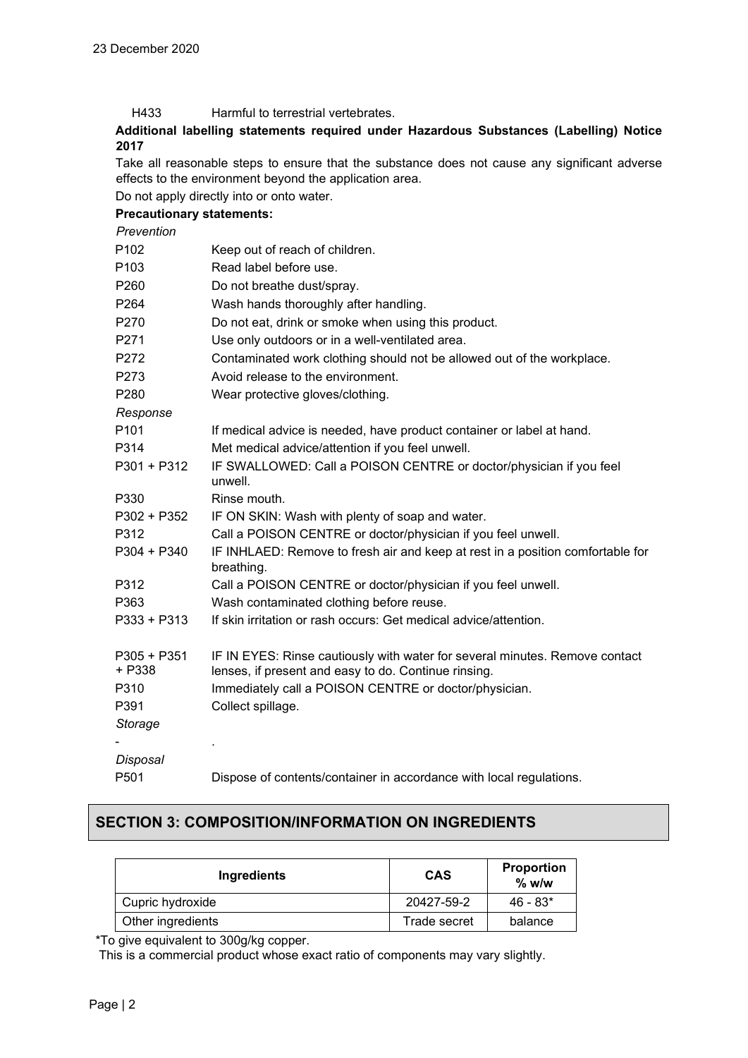H433 Harmful to terrestrial vertebrates.

**Additional labelling statements required under Hazardous Substances (Labelling) Notice 2017**

Take all reasonable steps to ensure that the substance does not cause any significant adverse effects to the environment beyond the application area.

Do not apply directly into or onto water.

**Precautionary statements:**

*Prevention*

| | |
|---|---|
| P102 | Keep out of reach of children. |
| P103 | Read label before use. |
| P260 | Do not breathe dust/spray. |
| P264 | Wash hands thoroughly after handling. |
| P270 | Do not eat, drink or smoke when using this product. |
| P271 | Use only outdoors or in a well-ventilated area. |
| P272 | Contaminated work clothing should not be allowed out of the workplace. |
| P273 | Avoid release to the environment. |
| P280 | Wear protective gloves/clothing. |

*Response*

| | |
|---|---|
| P101 | If medical advice is needed, have product container or label at hand. |
| P314 | Met medical advice/attention if you feel unwell. |
| P301 + P312 | IF SWALLOWED: Call a POISON CENTRE or doctor/physician if you feel unwell. |
| P330 | Rinse mouth. |
| P302 + P352 | IF ON SKIN: Wash with plenty of soap and water. |
| P312 | Call a POISON CENTRE or doctor/physician if you feel unwell. |
| P304 + P340 | IF INHLAED: Remove to fresh air and keep at rest in a position comfortable for breathing. |
| P312 | Call a POISON CENTRE or doctor/physician if you feel unwell. |
| P363 | Wash contaminated clothing before reuse. |
| P333 + P313 | If skin irritation or rash occurs: Get medical advice/attention. |
| P305 + P351 + P338 | IF IN EYES: Rinse cautiously with water for several minutes. Remove contact lenses, if present and easy to do. Continue rinsing. |
| P310 | Immediately call a POISON CENTRE or doctor/physician. |
| P391 | Collect spillage. |

*Storage*

| | |
|---|---|
| - | . |

*Disposal*

| | |
|---|---|
| P501 | Dispose of contents/container in accordance with local regulations. |

## SECTION 3: COMPOSITION/INFORMATION ON INGREDIENTS

| Ingredients | CAS | Proportion % w/w |
|---|---|---|
| Cupric hydroxide | 20427-59-2 | 46 - 83* |
| Other ingredients | Trade secret | balance |

*To give equivalent to 300g/kg copper.

This is a commercial product whose exact ratio of components may vary slightly.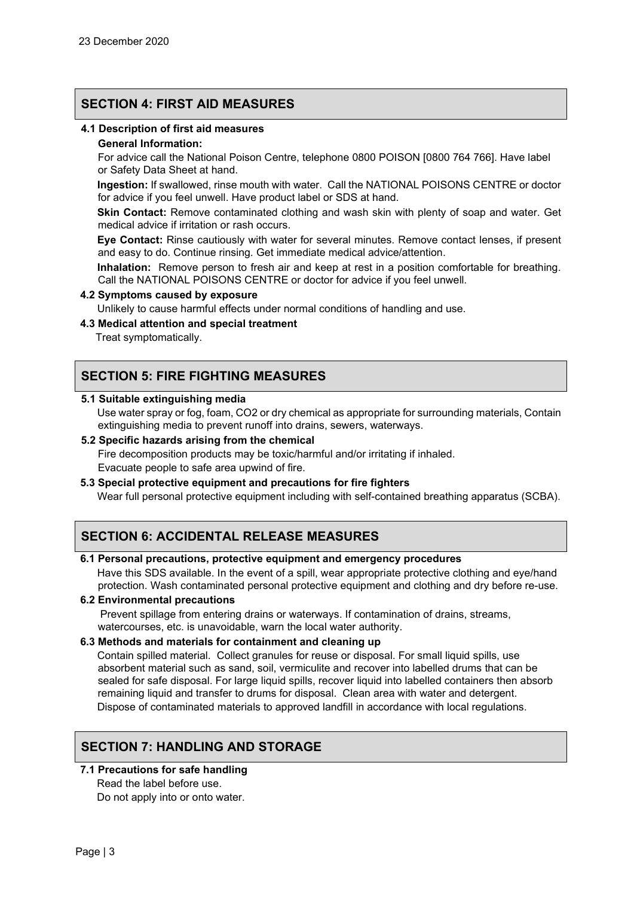23 December 2020

## SECTION 4: FIRST AID MEASURES

**4.1 Description of first aid measures**

**General Information:**

For advice call the National Poison Centre, telephone 0800 POISON [0800 764 766]. Have label or Safety Data Sheet at hand.

**Ingestion:** If swallowed, rinse mouth with water. Call the NATIONAL POISONS CENTRE or doctor for advice if you feel unwell. Have product label or SDS at hand.

**Skin Contact:** Remove contaminated clothing and wash skin with plenty of soap and water. Get medical advice if irritation or rash occurs.

**Eye Contact:** Rinse cautiously with water for several minutes. Remove contact lenses, if present and easy to do. Continue rinsing. Get immediate medical advice/attention.

**Inhalation:** Remove person to fresh air and keep at rest in a position comfortable for breathing. Call the NATIONAL POISONS CENTRE or doctor for advice if you feel unwell.

**4.2 Symptoms caused by exposure**

Unlikely to cause harmful effects under normal conditions of handling and use.

**4.3 Medical attention and special treatment**

Treat symptomatically.

## SECTION 5: FIRE FIGHTING MEASURES

**5.1 Suitable extinguishing media**

Use water spray or fog, foam, $CO_2$ or dry chemical as appropriate for surrounding materials, Contain extinguishing media to prevent runoff into drains, sewers, waterways.

**5.2 Specific hazards arising from the chemical**

Fire decomposition products may be toxic/harmful and/or irritating if inhaled.
Evacuate people to safe area upwind of fire.

**5.3 Special protective equipment and precautions for fire fighters**

Wear full personal protective equipment including with self-contained breathing apparatus (SCBA).

## SECTION 6: ACCIDENTAL RELEASE MEASURES

**6.1 Personal precautions, protective equipment and emergency procedures**

Have this SDS available. In the event of a spill, wear appropriate protective clothing and eye/hand protection. Wash contaminated personal protective equipment and clothing and dry before re-use.

**6.2 Environmental precautions**

Prevent spillage from entering drains or waterways. If contamination of drains, streams, watercourses, etc. is unavoidable, warn the local water authority.

**6.3 Methods and materials for containment and cleaning up**

Contain spilled material. Collect granules for reuse or disposal. For small liquid spills, use absorbent material such as sand, soil, vermiculite and recover into labelled drums that can be sealed for safe disposal. For large liquid spills, recover liquid into labelled containers then absorb remaining liquid and transfer to drums for disposal. Clean area with water and detergent.
Dispose of contaminated materials to approved landfill in accordance with local regulations.

## SECTION 7: HANDLING AND STORAGE

**7.1 Precautions for safe handling**

Read the label before use.
Do not apply into or onto water.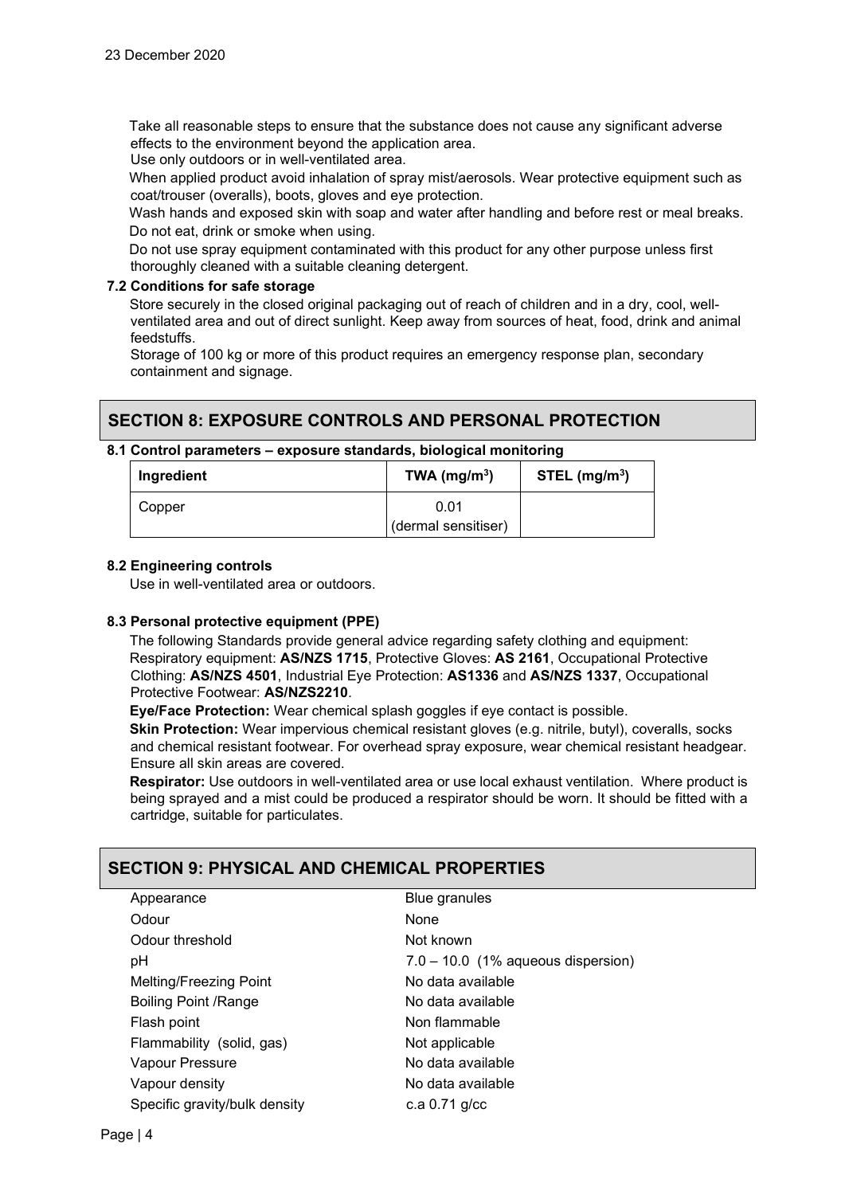Take all reasonable steps to ensure that the substance does not cause any significant adverse effects to the environment beyond the application area.

Use only outdoors or in well-ventilated area.

When applied product avoid inhalation of spray mist/aerosols. Wear protective equipment such as coat/trouser (overalls), boots, gloves and eye protection.

Wash hands and exposed skin with soap and water after handling and before rest or meal breaks. Do not eat, drink or smoke when using.

Do not use spray equipment contaminated with this product for any other purpose unless first thoroughly cleaned with a suitable cleaning detergent.

### 7.2 Conditions for safe storage

Store securely in the closed original packaging out of reach of children and in a dry, cool, well-ventilated area and out of direct sunlight. Keep away from sources of heat, food, drink and animal feedstuffs.

Storage of 100 kg or more of this product requires an emergency response plan, secondary containment and signage.

## SECTION 8: EXPOSURE CONTROLS AND PERSONAL PROTECTION

### 8.1 Control parameters – exposure standards, biological monitoring

| Ingredient | TWA ($mg/m^3$) | STEL ($mg/m^3$) |
|---|---|---|
| Copper | 0.01 (dermal sensitiser) | |

### 8.2 Engineering controls

Use in well-ventilated area or outdoors.

### 8.3 Personal protective equipment (PPE)

The following Standards provide general advice regarding safety clothing and equipment: Respiratory equipment: **AS/NZS 1715**, Protective Gloves: **AS 2161**, Occupational Protective Clothing: **AS/NZS 4501**, Industrial Eye Protection: **AS1336** and **AS/NZS 1337**, Occupational Protective Footwear: **AS/NZS2210**.

**Eye/Face Protection:** Wear chemical splash goggles if eye contact is possible.

**Skin Protection:** Wear impervious chemical resistant gloves (e.g. nitrile, butyl), coveralls, socks and chemical resistant footwear. For overhead spray exposure, wear chemical resistant headgear. Ensure all skin areas are covered.

**Respirator:** Use outdoors in well-ventilated area or use local exhaust ventilation. Where product is being sprayed and a mist could be produced a respirator should be worn. It should be fitted with a cartridge, suitable for particulates.

## SECTION 9: PHYSICAL AND CHEMICAL PROPERTIES

| | |
|---|---|
| Appearance | Blue granules |
| Odour | None |
| Odour threshold | Not known |
| pH | 7.0 – 10.0 (1% aqueous dispersion) |
| Melting/Freezing Point | No data available |
| Boiling Point /Range | No data available |
| Flash point | Non flammable |
| Flammability (solid, gas) | Not applicable |
| Vapour Pressure | No data available |
| Vapour density | No data available |
| Specific gravity/bulk density | c.a 0.71 g/cc |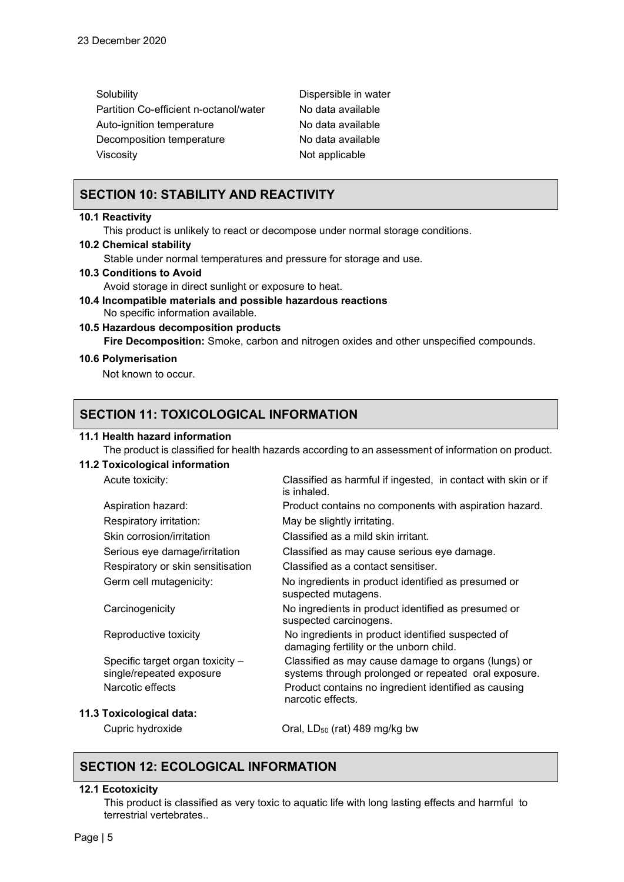| | |
|---|---|
| Solubility | Dispersible in water |
| Partition Co-efficient n-octanol/water | No data available |
| Auto-ignition temperature | No data available |
| Decomposition temperature | No data available |
| Viscosity | Not applicable |

## SECTION 10: STABILITY AND REACTIVITY

**10.1 Reactivity**

This product is unlikely to react or decompose under normal storage conditions.

**10.2 Chemical stability**

Stable under normal temperatures and pressure for storage and use.

**10.3 Conditions to Avoid**

Avoid storage in direct sunlight or exposure to heat.

**10.4 Incompatible materials and possible hazardous reactions**

No specific information available.

**10.5 Hazardous decomposition products**

**Fire Decomposition:** Smoke, carbon and nitrogen oxides and other unspecified compounds.

**10.6 Polymerisation**

Not known to occur.

## SECTION 11: TOXICOLOGICAL INFORMATION

**11.1 Health hazard information**

The product is classified for health hazards according to an assessment of information on product.

**11.2 Toxicological information**

| | |
|---|---|
| Acute toxicity: | Classified as harmful if ingested, in contact with skin or if is inhaled. |
| Aspiration hazard: | Product contains no components with aspiration hazard. |
| Respiratory irritation: | May be slightly irritating. |
| Skin corrosion/irritation | Classified as a mild skin irritant. |
| Serious eye damage/irritation | Classified as may cause serious eye damage. |
| Respiratory or skin sensitisation | Classified as a contact sensitiser. |
| Germ cell mutagenicity: | No ingredients in product identified as presumed or suspected mutagens. |
| Carcinogenicity | No ingredients in product identified as presumed or suspected carcinogens. |
| Reproductive toxicity | No ingredients in product identified suspected of damaging fertility or the unborn child. |
| Specific target organ toxicity – single/repeated exposure | Classified as may cause damage to organs (lungs) or systems through prolonged or repeated oral exposure. |
| Narcotic effects | Product contains no ingredient identified as causing narcotic effects. |

**11.3 Toxicological data:**

| | |
|---|---|
| Cupric hydroxide | Oral, $LD_{50}$ (rat) 489 mg/kg bw |

## SECTION 12: ECOLOGICAL INFORMATION

**12.1 Ecotoxicity**

This product is classified as very toxic to aquatic life with long lasting effects and harmful to terrestrial vertebrates..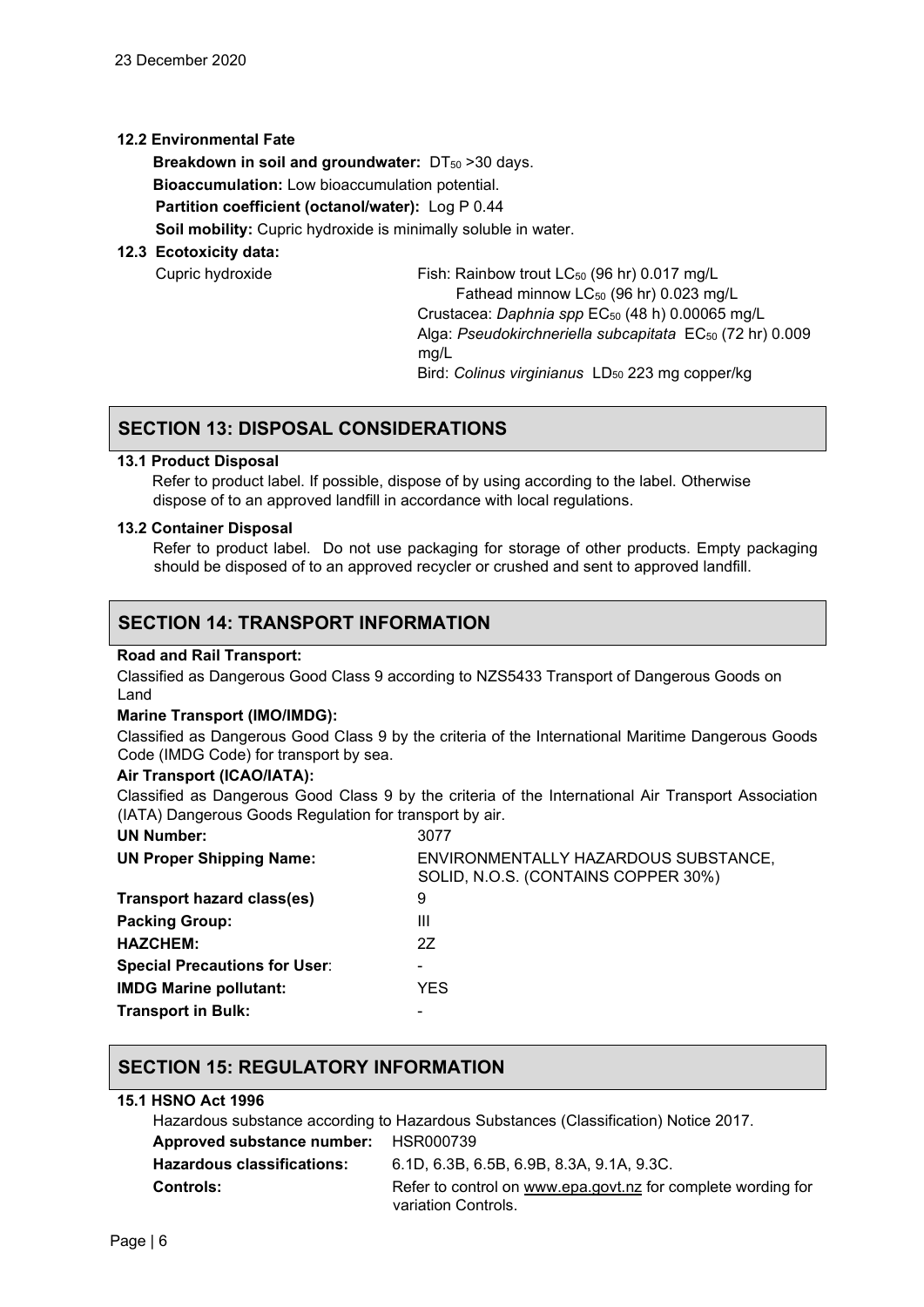23 December 2020

**12.2 Environmental Fate**

**Breakdown in soil and groundwater:** $DT_{50}$ >30 days.

**Bioaccumulation:** Low bioaccumulation potential.

**Partition coefficient (octanol/water):** Log P 0.44

**Soil mobility:** Cupric hydroxide is minimally soluble in water.

**12.3 Ecotoxicity data:**

| | |
|---|---|
| Cupric hydroxide | Fish: Rainbow trout $LC_{50}$ (96 hr) 0.017 mg/L<br>Fathead minnow $LC_{50}$ (96 hr) 0.023 mg/L<br>Crustacea: *Daphnia spp* $EC_{50}$ (48 h) 0.00065 mg/L<br>Alga: *Pseudokirchneriella subcapitata* $EC_{50}$ (72 hr) 0.009 mg/L<br>Bird: *Colinus virginianus* $LD_{50}$ 223 mg copper/kg |

## SECTION 13: DISPOSAL CONSIDERATIONS

**13.1 Product Disposal**

Refer to product label. If possible, dispose of by using according to the label. Otherwise dispose of to an approved landfill in accordance with local regulations.

**13.2 Container Disposal**

Refer to product label. Do not use packaging for storage of other products. Empty packaging should be disposed of to an approved recycler or crushed and sent to approved landfill.

## SECTION 14: TRANSPORT INFORMATION

**Road and Rail Transport:**

Classified as Dangerous Good Class 9 according to NZS5433 Transport of Dangerous Goods on Land

**Marine Transport (IMO/IMDG):**

Classified as Dangerous Good Class 9 by the criteria of the International Maritime Dangerous Goods Code (IMDG Code) for transport by sea.

**Air Transport (ICAO/IATA):**

Classified as Dangerous Good Class 9 by the criteria of the International Air Transport Association (IATA) Dangerous Goods Regulation for transport by air.

| | |
|---|---|
| **UN Number:** | 3077 |
| **UN Proper Shipping Name:** | ENVIRONMENTALLY HAZARDOUS SUBSTANCE, SOLID, N.O.S. (CONTAINS COPPER 30%) |
| **Transport hazard class(es)** | 9 |
| **Packing Group:** | III |
| **HAZCHEM:** | 2Z |
| **Special Precautions for User**: | - |
| **IMDG Marine pollutant:** | YES |
| **Transport in Bulk:** | - |

## SECTION 15: REGULATORY INFORMATION

**15.1 HSNO Act 1996**

Hazardous substance according to Hazardous Substances (Classification) Notice 2017.

| | |
|---|---|
| **Approved substance number:** | HSR000739 |
| **Hazardous classifications:** | 6.1D, 6.3B, 6.5B, 6.9B, 8.3A, 9.1A, 9.3C. |
| **Controls:** | Refer to control on www.epa.govt.nz for complete wording for variation Controls. |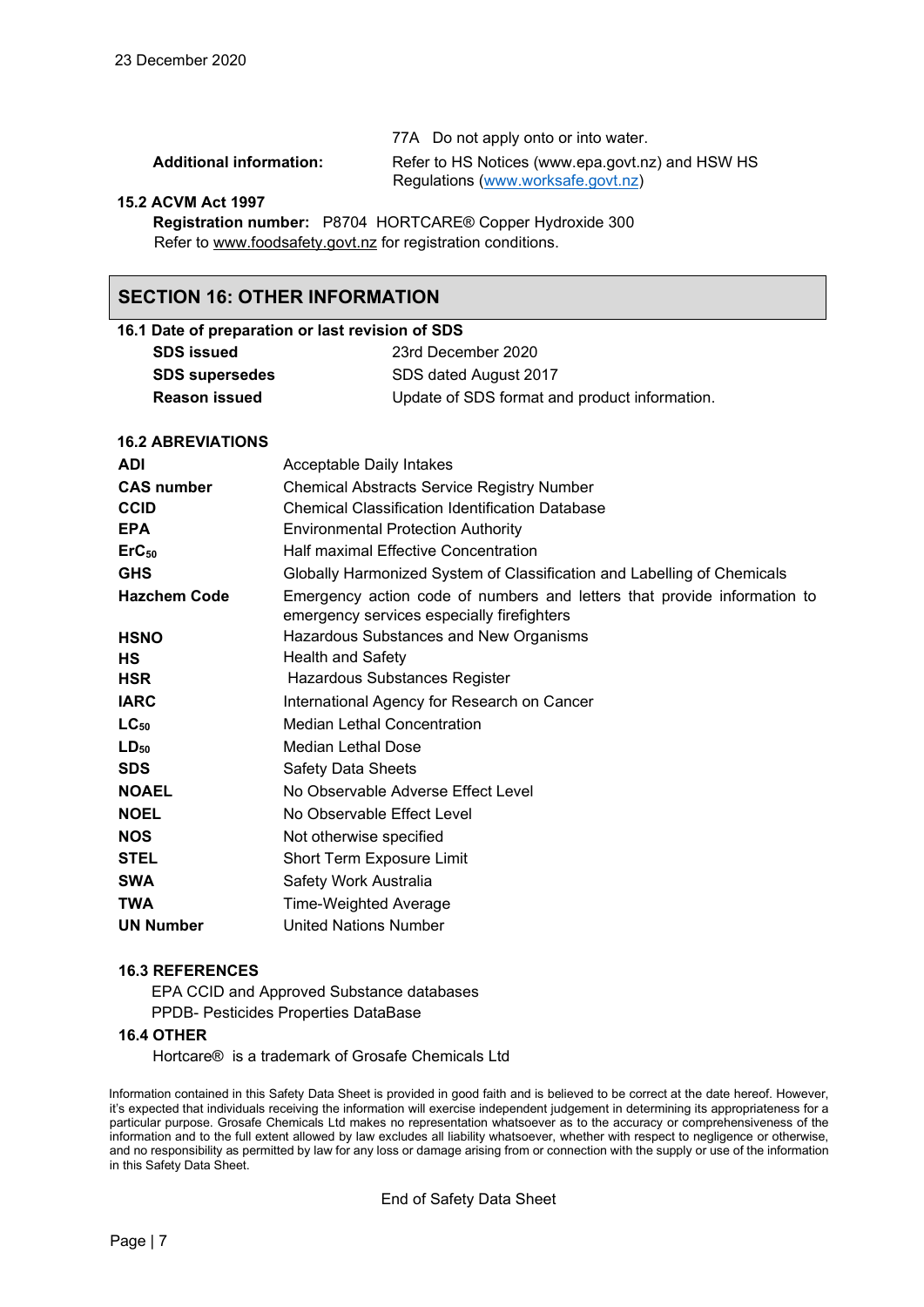| | |
|---|---|
| | 77A Do not apply onto or into water. |
| **Additional information:** | Refer to HS Notices (www.epa.govt.nz) and HSW HS Regulations (www.worksafe.govt.nz) |

**15.2 ACVM Act 1997**

**Registration number:** P8704 HORTCARE® Copper Hydroxide 300

Refer to www.foodsafety.govt.nz for registration conditions.

## SECTION 16: OTHER INFORMATION

**16.1 Date of preparation or last revision of SDS**

| | |
|---|---|
| **SDS issued** | 23rd December 2020 |
| **SDS supersedes** | SDS dated August 2017 |
| **Reason issued** | Update of SDS format and product information. |

**16.2 ABREVIATIONS**

| | |
|---|---|
| **ADI** | Acceptable Daily Intakes |
| **CAS number** | Chemical Abstracts Service Registry Number |
| **CCID** | Chemical Classification Identification Database |
| **EPA** | Environmental Protection Authority |
| **$ErC_{50}$** | Half maximal Effective Concentration |
| **GHS** | Globally Harmonized System of Classification and Labelling of Chemicals |
| **Hazchem Code** | Emergency action code of numbers and letters that provide information to emergency services especially firefighters |
| **HSNO** | Hazardous Substances and New Organisms |
| **HS** | Health and Safety |
| **HSR** | Hazardous Substances Register |
| **IARC** | International Agency for Research on Cancer |
| **$LC_{50}$** | Median Lethal Concentration |
| **$LD_{50}$** | Median Lethal Dose |
| **SDS** | Safety Data Sheets |
| **NOAEL** | No Observable Adverse Effect Level |
| **NOEL** | No Observable Effect Level |
| **NOS** | Not otherwise specified |
| **STEL** | Short Term Exposure Limit |
| **SWA** | Safety Work Australia |
| **TWA** | Time-Weighted Average |
| **UN Number** | United Nations Number |

**16.3 REFERENCES**

EPA CCID and Approved Substance databases

PPDB- Pesticides Properties DataBase

**16.4 OTHER**

Hortcare® is a trademark of Grosafe Chemicals Ltd

Information contained in this Safety Data Sheet is provided in good faith and is believed to be correct at the date hereof. However, it's expected that individuals receiving the information will exercise independent judgement in determining its appropriateness for a particular purpose. Grosafe Chemicals Ltd makes no representation whatsoever as to the accuracy or comprehensiveness of the information and to the full extent allowed by law excludes all liability whatsoever, whether with respect to negligence or otherwise, and no responsibility as permitted by law for any loss or damage arising from or connection with the supply or use of the information in this Safety Data Sheet.

End of Safety Data Sheet